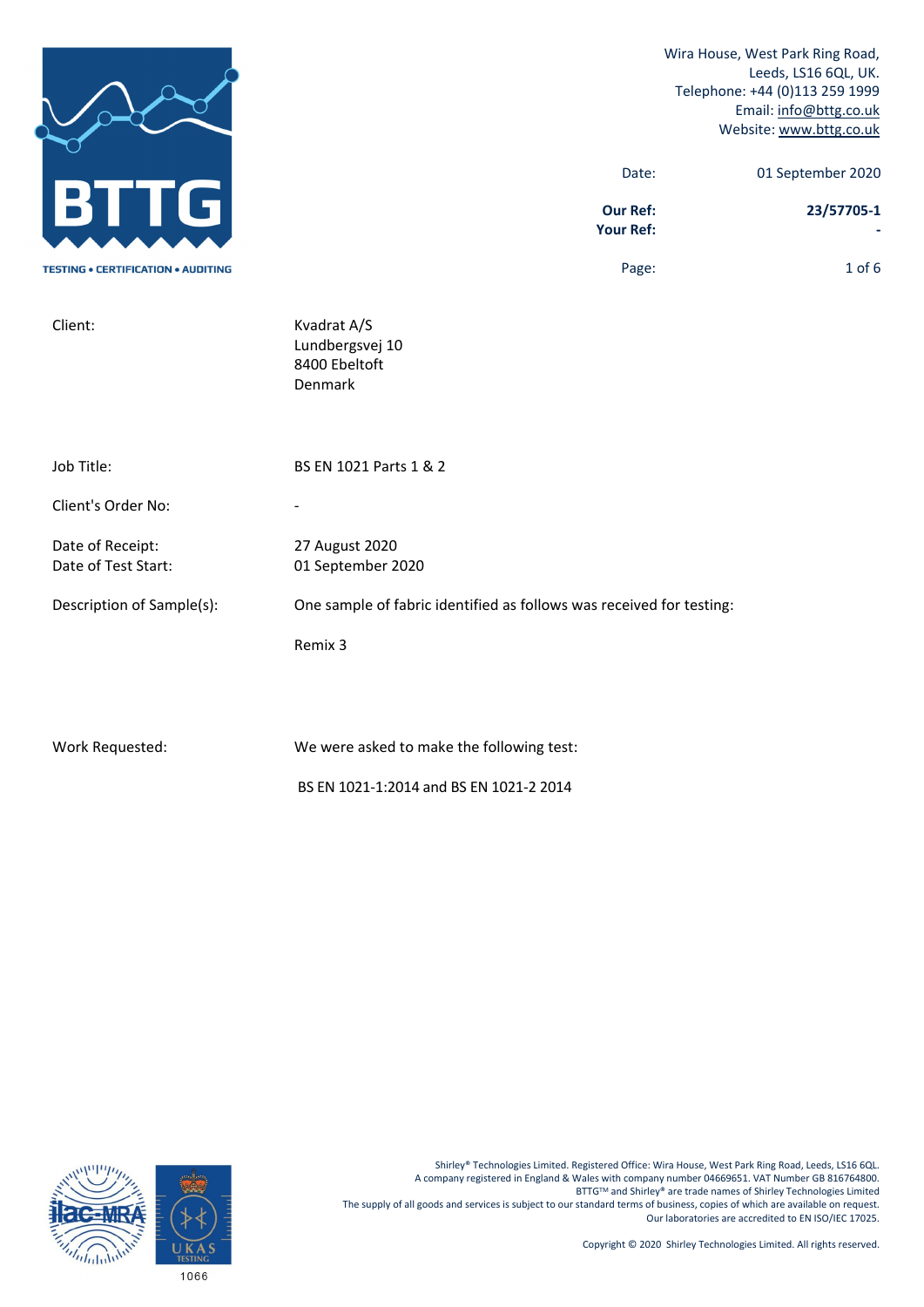BTTG

TESTING • CERTIFICATION • AUDITING

Wira House, West Park Ring Road,
Leeds, LS16 6QL, UK.
Telephone: +44 (0)113 259 1999
Email: info@bttg.co.uk
Website: www.bttg.co.uk

| | |
|---|---|
| Date: | 01 September 2020 |
| **Our Ref:** | **23/57705-1** |
| **Your Ref:** | **-** |

| | |
|---|---|
| Client: | Kvadrat A/S<br>Lundbergsvej 10<br>8400 Ebeltoft<br>Denmark |
| Job Title: | BS EN 1021 Parts 1 & 2 |
| Client's Order No: | - |
| Date of Receipt: | 27 August 2020 |
| Date of Test Start: | 01 September 2020 |
| Description of Sample(s): | One sample of fabric identified as follows was received for testing:<br><br>Remix 3 |
| Work Requested: | We were asked to make the following test:<br><br>BS EN 1021-1:2014 and BS EN 1021-2 2014 |

1066

Shirley® Technologies Limited. Registered Office: Wira House, West Park Ring Road, Leeds, LS16 6QL.
A company registered in England & Wales with company number 04669651. VAT Number GB 816764800.
BTTG™ and Shirley® are trade names of Shirley Technologies Limited
The supply of all goods and services is subject to our standard terms of business, copies of which are available on request.
Our laboratories are accredited to EN ISO/IEC 17025.

Copyright © 2020 Shirley Technologies Limited. All rights reserved.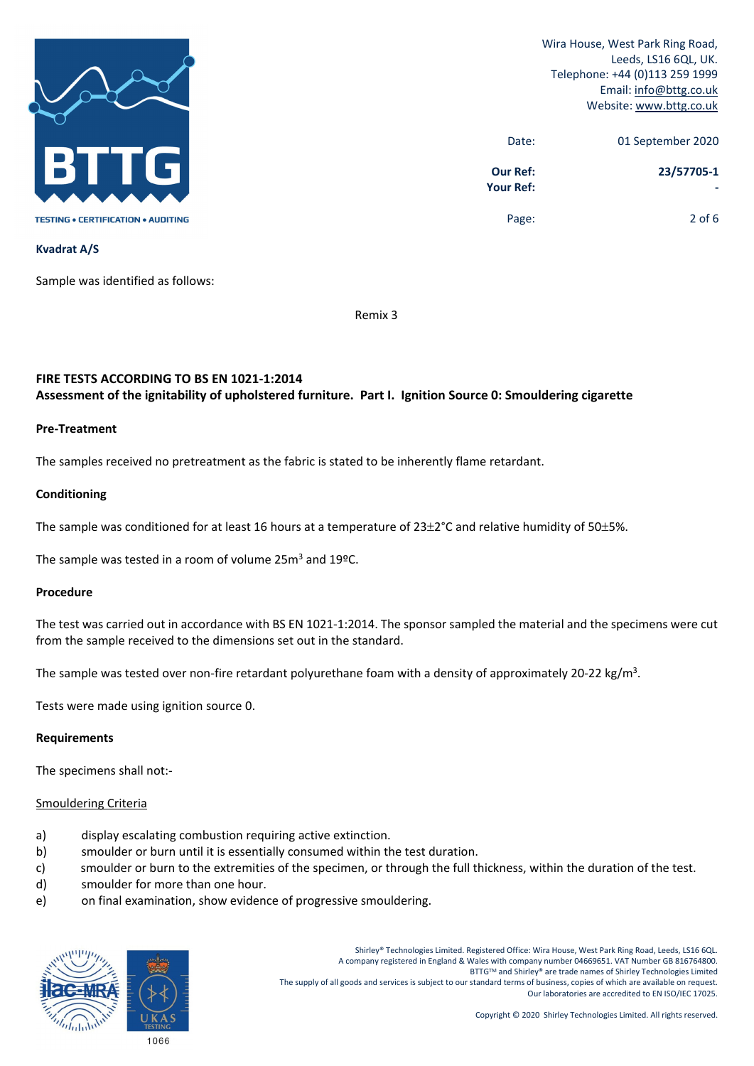Wira House, West Park Ring Road,
Leeds, LS16 6QL, UK.
Telephone: +44 (0)113 259 1999
Email: info@bttg.co.uk
Website: www.bttg.co.uk

Date: 01 September 2020

**Our Ref:** **23/57705-1**
**Your Ref:** **-**

**Kvadrat A/S**

Sample was identified as follows:

Remix 3

**FIRE TESTS ACCORDING TO BS EN 1021-1:2014**
**Assessment of the ignitability of upholstered furniture. Part I. Ignition Source 0: Smouldering cigarette**

**Pre-Treatment**

The samples received no pretreatment as the fabric is stated to be inherently flame retardant.

**Conditioning**

The sample was conditioned for at least 16 hours at a temperature of 23±2°C and relative humidity of 50±5%.

The sample was tested in a room of volume 25m$^3$ and 19ºC.

**Procedure**

The test was carried out in accordance with BS EN 1021-1:2014. The sponsor sampled the material and the specimens were cut from the sample received to the dimensions set out in the standard.

The sample was tested over non-fire retardant polyurethane foam with a density of approximately 20-22 kg/m$^3$.

Tests were made using ignition source 0.

**Requirements**

The specimens shall not:-

Smouldering Criteria

a) display escalating combustion requiring active extinction.
b) smoulder or burn until it is essentially consumed within the test duration.
c) smoulder or burn to the extremities of the specimen, or through the full thickness, within the duration of the test.
d) smoulder for more than one hour.
e) on final examination, show evidence of progressive smouldering.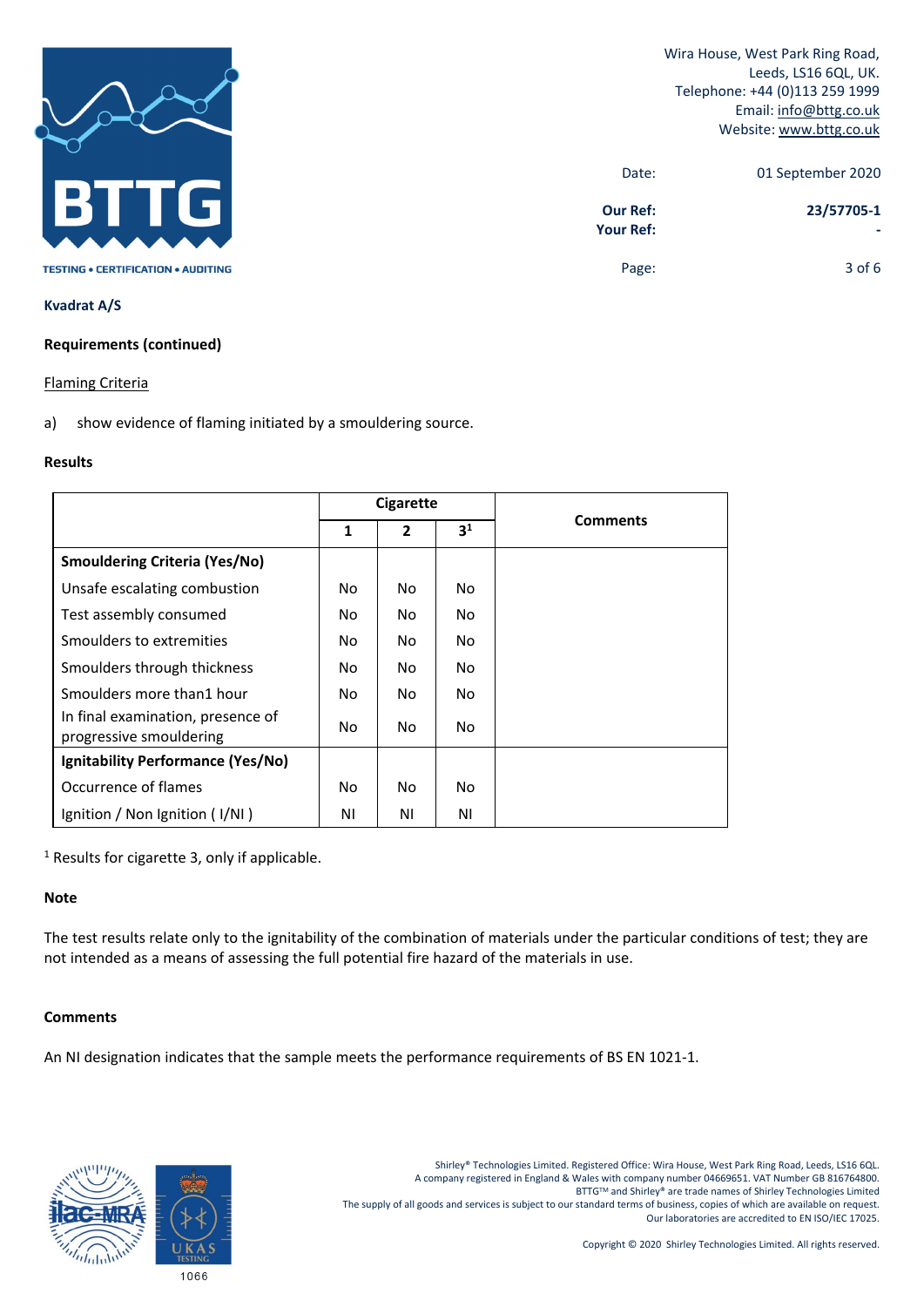Kvadrat A/S

**Requirements (continued)**

Flaming Criteria

a) show evidence of flaming initiated by a smouldering source.

**Results**

| | Cigarette | | | Comments |
|---|---|---|---|---|
| | 1 | 2 | 3[1] | |
| **Smouldering Criteria (Yes/No)** | | | | |
| Unsafe escalating combustion | No | No | No | |
| Test assembly consumed | No | No | No | |
| Smoulders to extremities | No | No | No | |
| Smoulders through thickness | No | No | No | |
| Smoulders more than1 hour | No | No | No | |
| In final examination, presence of progressive smouldering | No | No | No | |
| **Ignitability Performance (Yes/No)** | | | | |
| Occurrence of flames | No | No | No | |
| Ignition / Non Ignition ( I/NI ) | NI | NI | NI | |

[1] Results for cigarette 3, only if applicable.

**Note**

The test results relate only to the ignitability of the combination of materials under the particular conditions of test; they are not intended as a means of assessing the full potential fire hazard of the materials in use.

**Comments**

An NI designation indicates that the sample meets the performance requirements of BS EN 1021-1.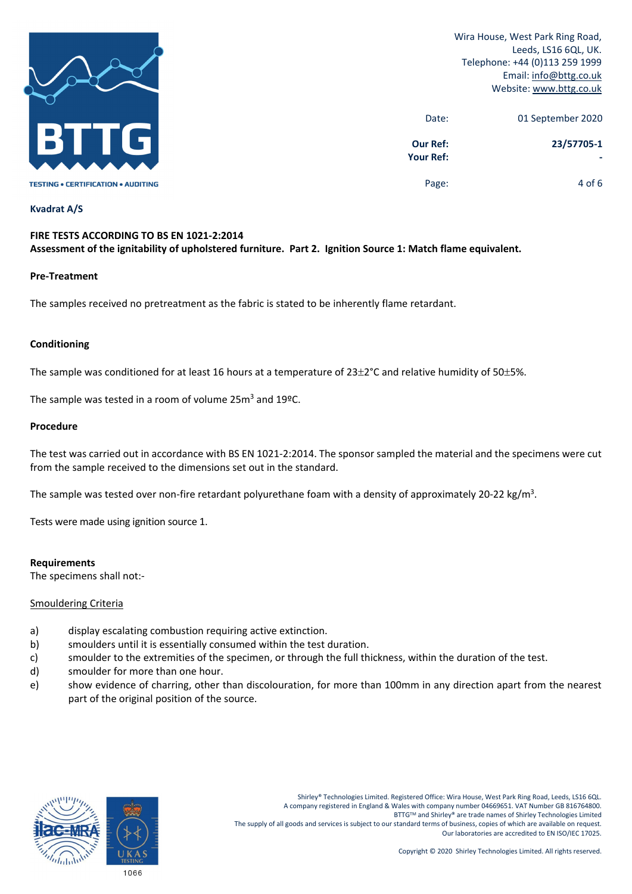Wira House, West Park Ring Road,
Leeds, LS16 6QL, UK.
Telephone: +44 (0)113 259 1999
Email: info@bttg.co.uk
Website: www.bttg.co.uk

| | |
|---|---|
| Date: | 01 September 2020 |
| **Our Ref:** | **23/57705-1** |
| **Your Ref:** | **-** |

**Kvadrat A/S**

**FIRE TESTS ACCORDING TO BS EN 1021-2:2014**
**Assessment of the ignitability of upholstered furniture. Part 2. Ignition Source 1: Match flame equivalent.**

**Pre-Treatment**

The samples received no pretreatment as the fabric is stated to be inherently flame retardant.

**Conditioning**

The sample was conditioned for at least 16 hours at a temperature of 23±2°C and relative humidity of 50±5%.

The sample was tested in a room of volume 25m$^3$ and 19ºC.

**Procedure**

The test was carried out in accordance with BS EN 1021-2:2014. The sponsor sampled the material and the specimens were cut from the sample received to the dimensions set out in the standard.

The sample was tested over non-fire retardant polyurethane foam with a density of approximately 20-22 kg/m$^3$.

Tests were made using ignition source 1.

**Requirements**
The specimens shall not:-

Smouldering Criteria

a) display escalating combustion requiring active extinction.
b) smoulders until it is essentially consumed within the test duration.
c) smoulder to the extremities of the specimen, or through the full thickness, within the duration of the test.
d) smoulder for more than one hour.
e) show evidence of charring, other than discolouration, for more than 100mm in any direction apart from the nearest part of the original position of the source.

Shirley® Technologies Limited. Registered Office: Wira House, West Park Ring Road, Leeds, LS16 6QL.
A company registered in England & Wales with company number 04669651. VAT Number GB 816764800.
BTTG™ and Shirley® are trade names of Shirley Technologies Limited
The supply of all goods and services is subject to our standard terms of business, copies of which are available on request.
Our laboratories are accredited to EN ISO/IEC 17025.

Copyright © 2020 Shirley Technologies Limited. All rights reserved.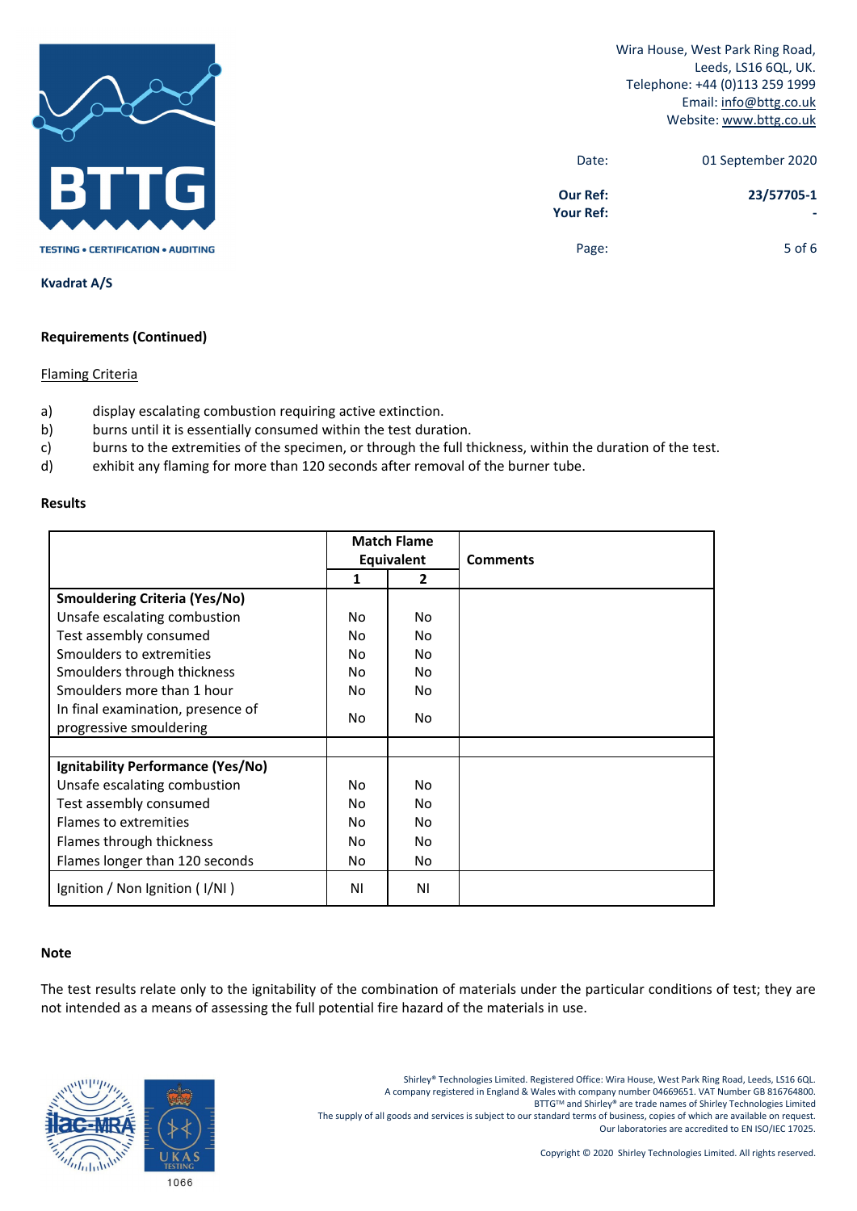Wira House, West Park Ring Road,
Leeds, LS16 6QL, UK.
Telephone: +44 (0)113 259 1999
Email: info@bttg.co.uk
Website: www.bttg.co.uk

Date: 01 September 2020

**Our Ref:** **23/57705-1**
**Your Ref:** **-**

**Kvadrat A/S**

**Requirements (Continued)**

Flaming Criteria

a) display escalating combustion requiring active extinction.
b) burns until it is essentially consumed within the test duration.
c) burns to the extremities of the specimen, or through the full thickness, within the duration of the test.
d) exhibit any flaming for more than 120 seconds after removal of the burner tube.

**Results**

| | Match Flame Equivalent | | Comments |
|---|---|---|---|
| | 1 | 2 | |
| **Smouldering Criteria (Yes/No)** | | | |
| Unsafe escalating combustion | No | No | |
| Test assembly consumed | No | No | |
| Smoulders to extremities | No | No | |
| Smoulders through thickness | No | No | |
| Smoulders more than 1 hour | No | No | |
| In final examination, presence of progressive smouldering | No | No | |
| | | | |
| **Ignitability Performance (Yes/No)** | | | |
| Unsafe escalating combustion | No | No | |
| Test assembly consumed | No | No | |
| Flames to extremities | No | No | |
| Flames through thickness | No | No | |
| Flames longer than 120 seconds | No | No | |
| Ignition / Non Ignition ( I/NI ) | NI | NI | |

**Note**

The test results relate only to the ignitability of the combination of materials under the particular conditions of test; they are not intended as a means of assessing the full potential fire hazard of the materials in use.

Shirley® Technologies Limited. Registered Office: Wira House, West Park Ring Road, Leeds, LS16 6QL.
A company registered in England & Wales with company number 04669651. VAT Number GB 816764800.
BTTG™ and Shirley® are trade names of Shirley Technologies Limited
The supply of all goods and services is subject to our standard terms of business, copies of which are available on request.
Our laboratories are accredited to EN ISO/IEC 17025.

Copyright © 2020 Shirley Technologies Limited. All rights reserved.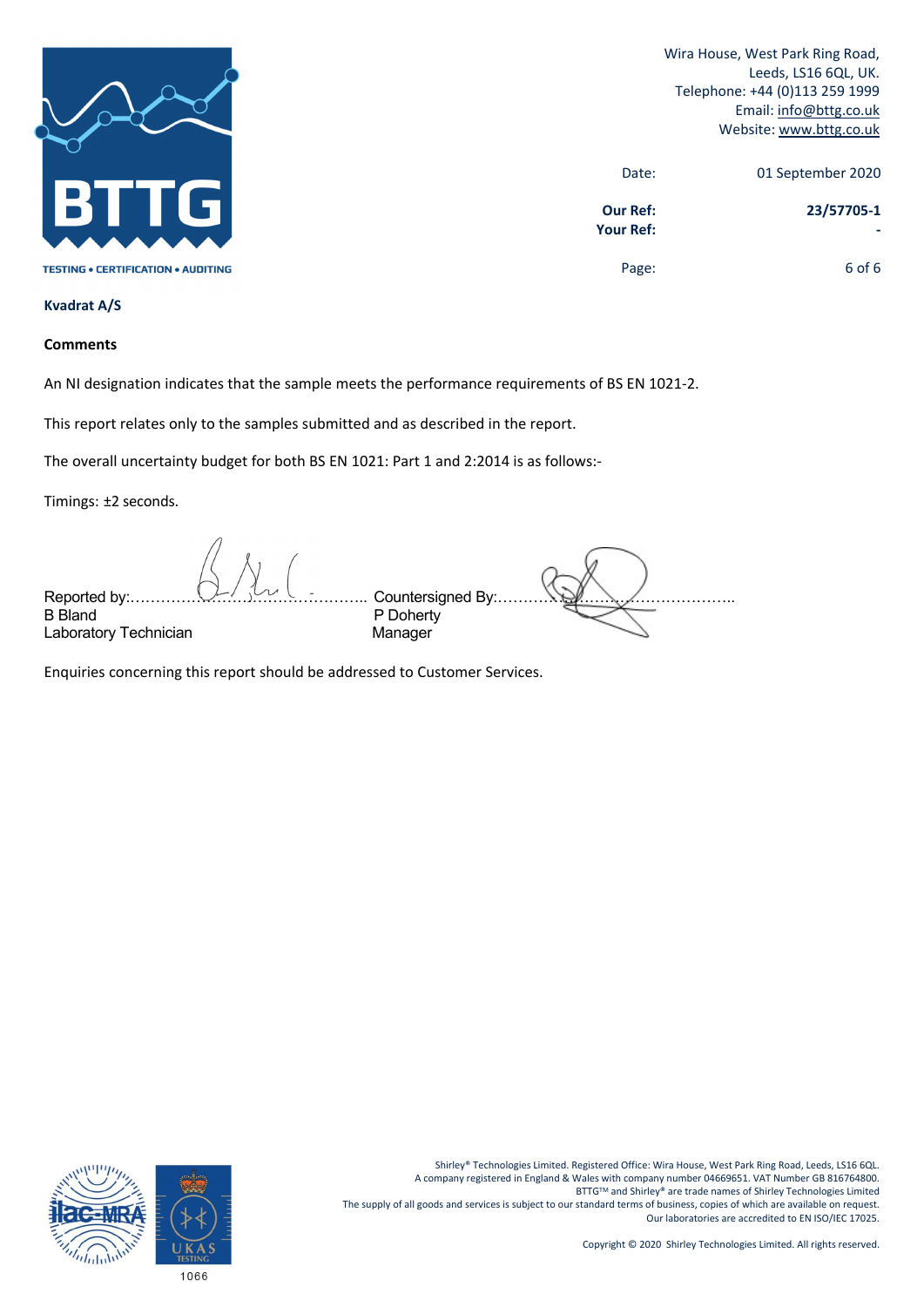Wira House, West Park Ring Road,
Leeds, LS16 6QL, UK.
Telephone: +44 (0)113 259 1999
Email: info@bttg.co.uk
Website: www.bttg.co.uk

| | |
|---|---|
| Date: | 01 September 2020 |
| **Our Ref:** | **23/57705-1** |
| **Your Ref:** | **-** |

**Kvadrat A/S**

**Comments**

An NI designation indicates that the sample meets the performance requirements of BS EN 1021-2.

This report relates only to the samples submitted and as described in the report.

The overall uncertainty budget for both BS EN 1021: Part 1 and 2:2014 is as follows:-

Timings: ±2 seconds.

Reported by:…………………………………………… Countersigned By:……………………………………………
B Bland P Doherty
Laboratory Technician Manager

Enquiries concerning this report should be addressed to Customer Services.

Shirley® Technologies Limited. Registered Office: Wira House, West Park Ring Road, Leeds, LS16 6QL.
A company registered in England & Wales with company number 04669651. VAT Number GB 816764800.
BTTG™ and Shirley® are trade names of Shirley Technologies Limited
The supply of all goods and services is subject to our standard terms of business, copies of which are available on request.
Our laboratories are accredited to EN ISO/IEC 17025.

Copyright © 2020 Shirley Technologies Limited. All rights reserved.

1066